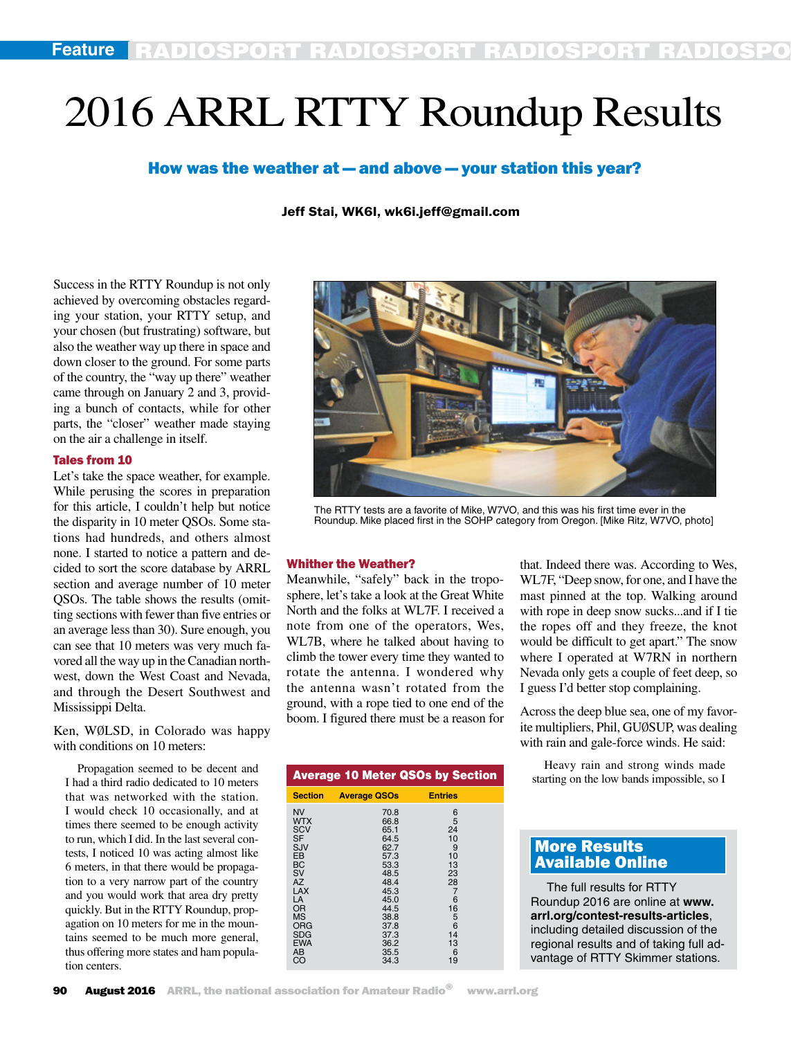# 2016 ARRL RTTY Roundup Results

## How was the weather at — and above — your station this year?

**Jeff Stai, WK6I, wk6i.jeff@gmail.com**

Success in the RTTY Roundup is not only achieved by overcoming obstacles regarding your station, your RTTY setup, and your chosen (but frustrating) software, but also the weather way up there in space and down closer to the ground. For some parts of the country, the "way up there" weather came through on January 2 and 3, providing a bunch of contacts, while for other parts, the "closer" weather made staying on the air a challenge in itself.

### Tales from 10

Let's take the space weather, for example. While perusing the scores in preparation for this article, I couldn't help but notice the disparity in 10 meter QSOs. Some stations had hundreds, and others almost none. I started to notice a pattern and decided to sort the score database by ARRL section and average number of 10 meter QSOs. The table shows the results (omitting sections with fewer than five entries or an average less than 30). Sure enough, you can see that 10 meters was very much favored all the way up in the Canadian northwest, down the West Coast and Nevada, and through the Desert Southwest and Mississippi Delta.

Ken, WØLSD, in Colorado was happy with conditions on 10 meters:

> Propagation seemed to be decent and I had a third radio dedicated to 10 meters that was networked with the station. I would check 10 occasionally, and at times there seemed to be enough activity to run, which I did. In the last several contests, I noticed 10 was acting almost like 6 meters, in that there would be propagation to a very narrow part of the country and you would work that area dry pretty quickly. But in the RTTY Roundup, propagation on 10 meters for me in the mountains seemed to be much more general, thus offering more states and ham population centers.

The RTTY tests are a favorite of Mike, W7VO, and this was his first time ever in the Roundup. Mike placed first in the SOHP category from Oregon. [Mike Ritz, W7VO, photo]

### Whither the Weather?

Meanwhile, "safely" back in the troposphere, let's take a look at the Great White North and the folks at WL7F. I received a note from one of the operators, Wes, WL7B, where he talked about having to climb the tower every time they wanted to rotate the antenna. I wondered why the antenna wasn't rotated from the ground, with a rope tied to one end of the boom. I figured there must be a reason for that. Indeed there was. According to Wes, WL7F, "Deep snow, for one, and I have the mast pinned at the top. Walking around with rope in deep snow sucks...and if I tie the ropes off and they freeze, the knot would be difficult to get apart." The snow where I operated at W7RN in northern Nevada only gets a couple of feet deep, so I guess I'd better stop complaining.

Across the deep blue sea, one of my favorite multipliers, Phil, GUØSUP, was dealing with rain and gale-force winds. He said:

> Heavy rain and strong winds made starting on the low bands impossible, so I

**Average 10 Meter QSOs by Section**

| Section | Average QSOs | Entries |
|---|---|---|
| NV | 70.8 | 6 |
| WTX | 66.8 | 5 |
| SCV | 65.1 | 24 |
| SF | 64.5 | 10 |
| SJV | 62.7 | 9 |
| EB | 57.3 | 10 |
| BC | 53.3 | 13 |
| SV | 48.5 | 23 |
| AZ | 48.4 | 28 |
| LAX | 45.3 | 7 |
| LA | 45.0 | 6 |
| OR | 44.5 | 16 |
| MS | 38.8 | 5 |
| ORG | 37.8 | 6 |
| SDG | 37.3 | 14 |
| EWA | 36.2 | 13 |
| AB | 35.5 | 6 |
| CO | 34.3 | 19 |

### More Results Available Online

The full results for RTTY Roundup 2016 are online at **www.arrl.org/contest-results-articles**, including detailed discussion of the regional results and of taking full advantage of RTTY Skimmer stations.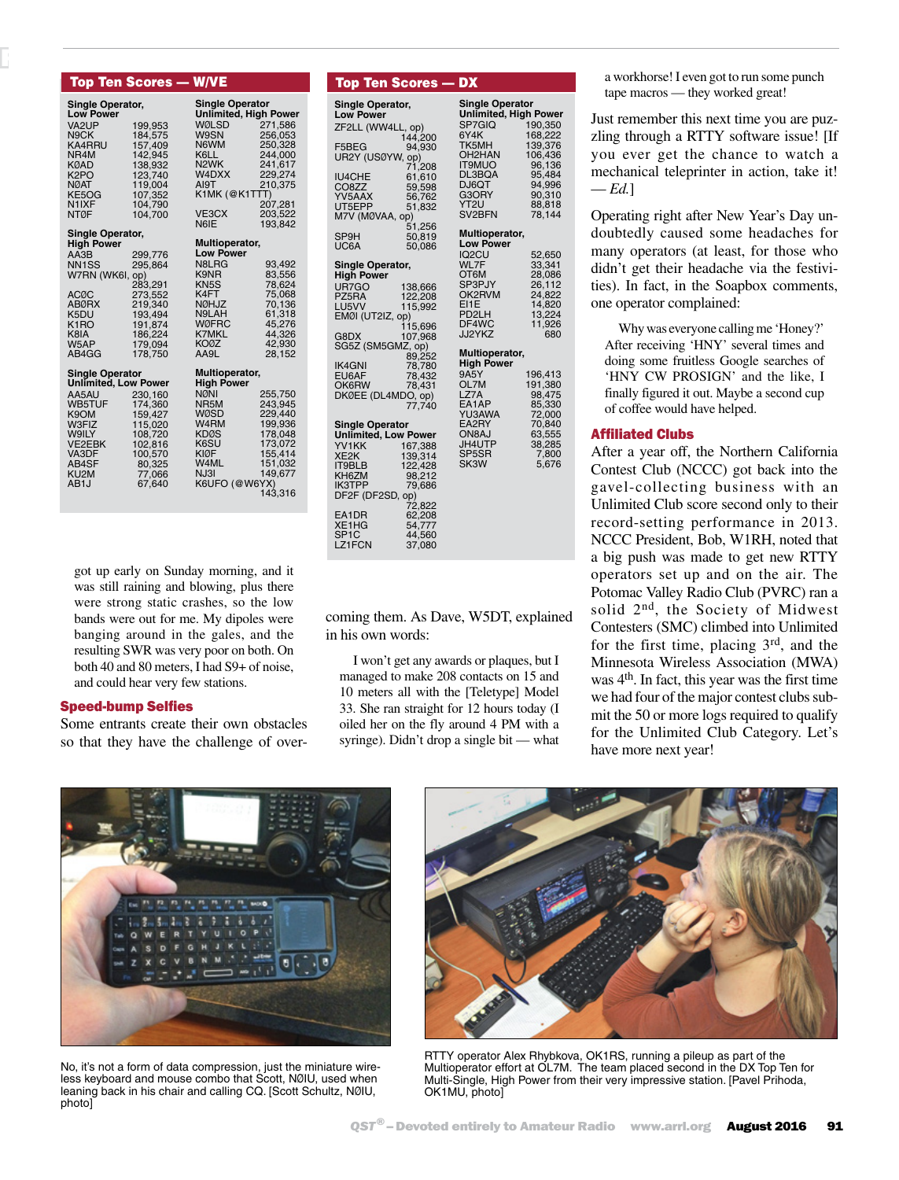## Top Ten Scores — W/VE

| Single Operator, Low Power | | Single Operator Unlimited, High Power | |
|---|---|---|---|
| VA2UP | 199,953 | WØLSD | 271,586 |
| N9CK | 184,575 | W9SN | 256,053 |
| KA4RRU | 157,409 | N6WM | 250,328 |
| NR4M | 142,945 | K6LL | 244,000 |
| KØAD | 138,932 | N2WK | 241,617 |
| K2PO | 123,740 | W4DXX | 229,274 |
| NØAT | 119,004 | AI9T | 210,375 |
| KE5OG | 107,352 | K1MK (@K1TTT) | 207,281 |
| N1IXF | 104,790 | VE3CX | 203,522 |
| NTØF | 104,700 | N6IE | 193,842 |

| Single Operator, High Power | | Multioperator, Low Power | |
|---|---|---|---|
| AA3B | 299,776 | N8LRG | 93,492 |
| NN1SS | 295,864 | K9NR | 83,556 |
| W7RN (WK6I, op) | 283,291 | KN5S | 78,624 |
| ACØC | 273,552 | K4FT | 75,068 |
| ABØRX | 219,340 | NØHJZ | 70,136 |
| K5DU | 193,494 | N9LAH | 61,318 |
| K1RO | 191,874 | WØFRC | 45,276 |
| K8IA | 186,224 | K7MKL | 44,326 |
| W5AP | 179,094 | KOØZ | 42,930 |
| AB4GG | 178,750 | AA9L | 28,152 |

| Single Operator Unlimited, Low Power | | Multioperator, High Power | |
|---|---|---|---|
| AA5AU | 230,160 | NØNI | 255,750 |
| WB5TUF | 174,360 | NR5M | 243,945 |
| K9OM | 159,427 | WØSD | 229,440 |
| W3FIZ | 115,020 | W4RM | 199,936 |
| W9ILY | 108,720 | KDØS | 178,048 |
| VE2EBK | 102,816 | K6SU | 173,072 |
| VA3DF | 100,570 | KIØF | 155,414 |
| AB4SF | 80,325 | W4ML | 151,032 |
| KU2M | 77,066 | NJ3I | 149,677 |
| AB1J | 67,640 | K6UFO (@W6YX) | 143,316 |

## Top Ten Scores — DX

| Single Operator, Low Power | | Single Operator Unlimited, High Power | |
|---|---|---|---|
| ZF2LL (WW4LL, op) | 144,200 | SP7GIQ | 190,350 |
| F5BEG | 94,930 | 6Y4K | 168,222 |
| UR2Y (USØYW, op) | 71,208 | TK5MH | 139,376 |
| IU4CHE | 61,610 | OH2HAN | 106,436 |
| CO8ZZ | 59,598 | IT9MUO | 96,136 |
| YV5AAX | 56,762 | DL3BQA | 95,484 |
| UT5EPP | 51,832 | DJ6QT | 94,996 |
| M7V (MØVAA, op) | 51,256 | G3ORY | 90,310 |
| SP9H | 50,819 | YT2U | 88,818 |
| UC6A | 50,086 | SV2BFN | 78,144 |

| Single Operator, High Power | | Multioperator, Low Power | |
|---|---|---|---|
| UR7GO | 138,666 | IQ2CU | 52,650 |
| PZ5RA | 122,208 | WL7F | 33,341 |
| LU5VV | 115,992 | OT6M | 28,086 |
| EMØI (UT2IZ, op) | 115,696 | SP3PJY | 26,112 |
| G8DX | 107,968 | OK2RVM | 24,822 |
| SG5Z (SM5GMZ, op) | 89,252 | EI1E | 14,820 |
| IK4GNI | 78,780 | PD2LH | 13,224 |
| EU6AF | 78,432 | DF4WC | 11,926 |
| OK6RW | 78,431 | JJ2YKZ | 680 |
| DKØEE (DL4MDO, op) | 77,740 | | |

| Single Operator Unlimited, Low Power | | Multioperator, High Power | |
|---|---|---|---|
| YV1KK | 167,388 | 9A5Y | 196,413 |
| XE2K | 139,314 | OL7M | 191,380 |
| IT9BLB | 122,428 | LZ7A | 98,475 |
| KH6ZM | 98,212 | EA1AP | 85,330 |
| IK3TPP | 79,686 | YU3AWA | 72,000 |
| DF2F (DF2SD, op) | 72,822 | EA2RY | 70,840 |
| EA1DR | 62,208 | ON8AJ | 63,555 |
| XE1HG | 54,777 | JH4UTP | 38,285 |
| SP1C | 44,560 | SP5SR | 7,800 |
| LZ1FCN | 37,080 | SK3W | 5,676 |

got up early on Sunday morning, and it was still raining and blowing, plus there were strong static crashes, so the low bands were out for me. My dipoles were banging around in the gales, and the resulting SWR was very poor on both. On both 40 and 80 meters, I had S9+ of noise, and could hear very few stations.

### Speed-bump Selfies

Some entrants create their own obstacles so that they have the challenge of overcoming them. As Dave, W5DT, explained in his own words:

> I won't get any awards or plaques, but I managed to make 208 contacts on 15 and 10 meters all with the [Teletype] Model 33. She ran straight for 12 hours today (I oiled her on the fly around 4 PM with a syringe). Didn't drop a single bit — what a workhorse! I even got to run some punch tape macros — they worked great!

Just remember this next time you are puzzling through a RTTY software issue! [If you ever get the chance to watch a mechanical teleprinter in action, take it! — *Ed.*]

Operating right after New Year's Day undoubtedly caused some headaches for many operators (at least, for those who didn't get their headache via the festivities). In fact, in the Soapbox comments, one operator complained:

> Why was everyone calling me 'Honey?' After receiving 'HNY' several times and doing some fruitless Google searches of 'HNY CW PROSIGN' and the like, I finally figured it out. Maybe a second cup of coffee would have helped.

### Affiliated Clubs

After a year off, the Northern California Contest Club (NCCC) got back into the gavel-collecting business with an Unlimited Club score second only to their record-setting performance in 2013. NCCC President, Bob, W1RH, noted that a big push was made to get new RTTY operators set up and on the air. The Potomac Valley Radio Club (PVRC) ran a solid 2nd, the Society of Midwest Contesters (SMC) climbed into Unlimited for the first time, placing 3rd, and the Minnesota Wireless Association (MWA) was 4th. In fact, this year was the first time we had four of the major contest clubs submit the 50 or more logs required to qualify for the Unlimited Club Category. Let's have more next year!

No, it's not a form of data compression, just the miniature wireless keyboard and mouse combo that Scott, NØIU, used when leaning back in his chair and calling CQ. [Scott Schultz, NØIU, photo]

RTTY operator Alex Rhybkova, OK1RS, running a pileup as part of the Multioperator effort at OL7M. The team placed second in the DX Top Ten for Multi-Single, High Power from their very impressive station. [Pavel Prihoda, OK1MU, photo]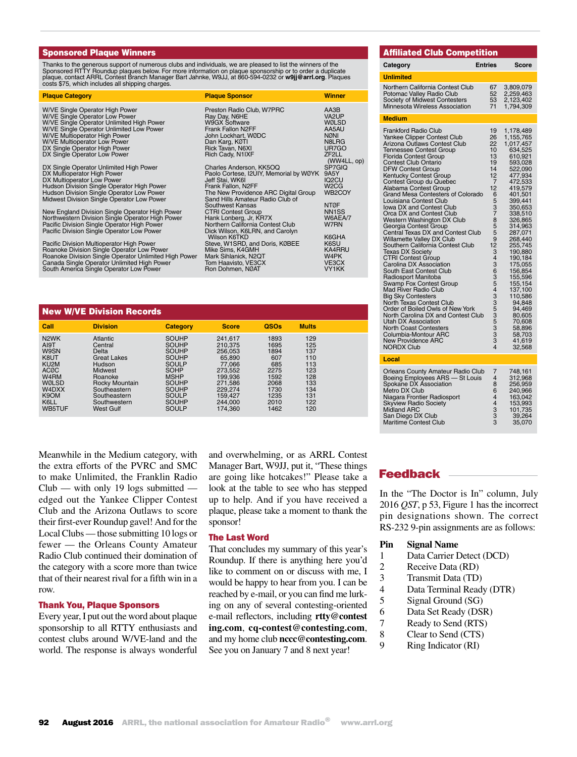## Sponsored Plaque Winners

Thanks to the generous support of numerous clubs and individuals, we are pleased to list the winners of the Sponsored RTTY Roundup plaques below. For more information on plaque sponsorship or to order a duplicate plaque, contact ARRL Contest Branch Manager Bart Jahnke, W9JJ, at 860-594-0232 or **w9jj@arrl.org**. Plaques costs $75, which includes all shipping charges.

| Plaque Category | Plaque Sponsor | Winner |
|---|---|---|
| W/VE Single Operator High Power | Preston Radio Club, W7PRC | AA3B |
| W/VE Single Operator Low Power | Ray Day, N6HE | VA2UP |
| W/VE Single Operator Unlimited High Power | W9GX Software | WØLSD |
| W/VE Single Operator Unlimited Low Power | Frank Fallon N2FF | AA5AU |
| W/VE Multioperator High Power | John Lockhart, WØDC | NØNI |
| W/VE Multioperator Low Power | Dan Karg, KØTI | N8LRG |
| DX Single Operator High Power | Rick Tavan, N6XI | UR7GO |
| DX Single Operator Low Power | Rich Cady, N1IXF | ZF2LL (WW4LL, op) |
| DX Single Operator Unlimited High Power | Charles Anderson, KK5OQ | SP7GIQ |
| DX Multioperator High Power | Paolo Cortese, I2UIY, Memorial by WØYK | 9A5Y |
| DX Multioperator Low Power | Jeff Stai, WK6I | IQ2CU |
| Hudson Division Single Operator High Power | Frank Fallon, N2FF | W2CG |
| Hudson Division Single Operator Low Power | The New Providence ARC Digital Group | WB2COY |
| Midwest Division Single Operator Low Power | Sand Hills Amateur Radio Club of Southwest Kansas | NTØF |
| New England Division Single Operator High Power | CTRI Contest Group | NN1SS |
| Northwestern Division Single Operator High Power | Hank Lonberg, Jr, KR7X | W6AEA/7 |
| Pacific Division Single Operator High Power | Northern California Contest Club | W7RN |
| Pacific Division Single Operator Low Power | Dick Wilson, K6LRN, and Carolyn Wilson K6TKD | K6GHA |
| Pacific Division Multioperator High Power | Steve, W1SRD, and Doris, KØBEE | K6SU |
| Roanoke Division Single Operator Low Power | Mike Sims, K4GMH | KA4RRU |
| Roanoke Division Single Operator Unlimited High Power | Mark Sihlanick, N2QT | W4PK |
| Canada Single Operator Unlimited High Power | Tom Haavisto, VE3CX | VE3CX |
| South America Single Operator Low Power | Ron Dohmen, NØAT | VY1KK |

## New W/VE Division Records

| Call | Division | Category | Score | QSOs | Mults |
|---|---|---|---|---|---|
| N2WK | Atlantic | SOUHP | 241,617 | 1893 | 129 |
| AI9T | Central | SOUHP | 210,375 | 1695 | 125 |
| W9SN | Delta | SOUHP | 256,053 | 1894 | 137 |
| K8UT | Great Lakes | SOUHP | 65,890 | 607 | 110 |
| KU2M | Hudson | SOULP | 77,066 | 685 | 113 |
| ACØC | Midwest | SOHP | 273,552 | 2275 | 123 |
| W4RM | Roanoke | MSHP | 199,936 | 1592 | 128 |
| WØLSD | Rocky Mountain | SOUHP | 271,586 | 2068 | 133 |
| W4DXX | Southeastern | SOUHP | 229,274 | 1730 | 134 |
| K9OM | Southeastern | SOULP | 159,427 | 1235 | 131 |
| K6LL | Southwestern | SOUHP | 244,000 | 2010 | 122 |
| WB5TUF | West Gulf | SOULP | 174,360 | 1462 | 120 |

## Affiliated Club Competition

| Category | Entries | Score |
|---|---|---|
| **Unlimited** | | |
| Northern California Contest Club | 67 | 3,809,079 |
| Potomac Valley Radio Club | 52 | 2,259,463 |
| Society of Midwest Contesters | 53 | 2,123,402 |
| Minnesota Wireless Association | 71 | 1,794,309 |
| **Medium** | | |
| Frankford Radio Club | 19 | 1,178,489 |
| Yankee Clipper Contest Club | 26 | 1,155,765 |
| Arizona Outlaws Contest Club | 22 | 1,017,457 |
| Tennessee Contest Group | 10 | 634,525 |
| Florida Contest Group | 13 | 610,921 |
| Contest Club Ontario | 19 | 593,028 |
| DFW Contest Group | 14 | 522,090 |
| Kentucky Contest Group | 12 | 477,934 |
| Contest Group du Quebec | 7 | 472,533 |
| Alabama Contest Group | 12 | 419,579 |
| Grand Mesa Contesters of Colorado | 6 | 401,501 |
| Louisiana Contest Club | 5 | 399,441 |
| Iowa DX and Contest Club | 3 | 350,653 |
| Orca DX and Contest Club | 7 | 338,510 |
| Western Washington DX Club | 8 | 326,865 |
| Georgia Contest Group | 5 | 314,963 |
| Central Texas DX and Contest Club | 5 | 287,071 |
| Willamette Valley DX Club | 9 | 268,440 |
| Southern California Contest Club | 12 | 255,745 |
| Texas DX Society | 3 | 190,880 |
| CTRI Contest Group | 4 | 190,184 |
| Carolina DX Association | 3 | 175,055 |
| South East Contest Club | 6 | 156,854 |
| Radiosport Manitoba | 3 | 155,596 |
| Swamp Fox Contest Group | 5 | 155,154 |
| Mad River Radio Club | 4 | 137,100 |
| Big Sky Contesters | 3 | 110,586 |
| North Texas Contest Club | 3 | 94,848 |
| Order of Boiled Owls of New York | 5 | 94,469 |
| North Carolina DX and Contest Club | 3 | 80,605 |
| Utah DX Association | 5 | 70,608 |
| North Coast Contesters | 3 | 58,896 |
| Columbia-Montour ARC | 3 | 58,703 |
| New Providence ARC | 3 | 41,619 |
| NORDX Club | 4 | 32,568 |
| **Local** | | |
| Orleans County Amateur Radio Club | 7 | 748,161 |
| Boeing Employees ARS — St Louis | 4 | 312,968 |
| Spokane DX Association | 8 | 256,959 |
| Metro DX Club | 6 | 240,966 |
| Niagara Frontier Radiosport | 4 | 163,042 |
| Skyview Radio Society | 4 | 153,993 |
| Midland ARC | 3 | 101,735 |
| San Diego DX Club | 3 | 39,264 |
| Maritime Contest Club | 3 | 35,070 |

Meanwhile in the Medium category, with the extra efforts of the PVRC and SMC to make Unlimited, the Franklin Radio Club — with only 19 logs submitted — edged out the Yankee Clipper Contest Club and the Arizona Outlaws to score their first-ever Roundup gavel! And for the Local Clubs — those submitting 10 logs or fewer — the Orleans County Amateur Radio Club continued their domination of the category with a score more than twice that of their nearest rival for a fifth win in a row.

### Thank You, Plaque Sponsors

Every year, I put out the word about plaque sponsorship to all RTTY enthusiasts and contest clubs around W/VE-land and the world. The response is always wonderful and overwhelming, or as ARRL Contest Manager Bart, W9JJ, put it, "These things are going like hotcakes!" Please take a look at the table to see who has stepped up to help. And if you have received a plaque, please take a moment to thank the sponsor!

### The Last Word

That concludes my summary of this year's Roundup. If there is anything here you'd like to comment on or discuss with me, I would be happy to hear from you. I can be reached by e-mail, or you can find me lurking on any of several contesting-oriented e-mail reflectors, including **rtty@contesting.com**, **cq-contest@contesting.com**, and my home club **nccc@contesting.com**. See you on January 7 and 8 next year!

## Feedback

In the "The Doctor is In" column, July 2016 *QST*, p 53, Figure 1 has the incorrect pin designations shown. The correct RS-232 9-pin assignments are as follows:

| Pin | Signal Name |
|---|---|
| 1 | Data Carrier Detect (DCD) |
| 2 | Receive Data (RD) |
| 3 | Transmit Data (TD) |
| 4 | Data Terminal Ready (DTR) |
| 5 | Signal Ground (SG) |
| 6 | Data Set Ready (DSR) |
| 7 | Ready to Send (RTS) |
| 8 | Clear to Send (CTS) |
| 9 | Ring Indicator (RI) |